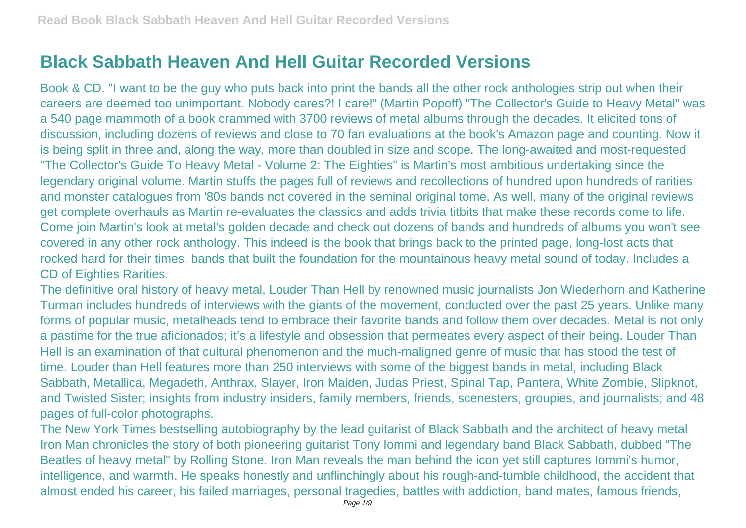# Black Sabbath Heaven And Hell Guitar Recorded Versions

Book & CD. "I want to be the guy who puts back into print the bands all the other rock anthologies strip out when their careers are deemed too unimportant. Nobody cares?! I care!" (Martin Popoff) "The Collector's Guide to Heavy Metal" was a 540 page mammoth of a book crammed with 3700 reviews of metal albums through the decades. It elicited tons of discussion, including dozens of reviews and close to 70 fan evaluations at the book's Amazon page and counting. Now it is being split in three and, along the way, more than doubled in size and scope. The long-awaited and most-requested "The Collector's Guide To Heavy Metal - Volume 2: The Eighties" is Martin's most ambitious undertaking since the legendary original volume. Martin stuffs the pages full of reviews and recollections of hundred upon hundreds of rarities and monster catalogues from '80s bands not covered in the seminal original tome. As well, many of the original reviews get complete overhauls as Martin re-evaluates the classics and adds trivia titbits that make these records come to life. Come join Martin's look at metal's golden decade and check out dozens of bands and hundreds of albums you won't see covered in any other rock anthology. This indeed is the book that brings back to the printed page, long-lost acts that rocked hard for their times, bands that built the foundation for the mountainous heavy metal sound of today. Includes a CD of Eighties Rarities.

The definitive oral history of heavy metal, Louder Than Hell by renowned music journalists Jon Wiederhorn and Katherine Turman includes hundreds of interviews with the giants of the movement, conducted over the past 25 years. Unlike many forms of popular music, metalheads tend to embrace their favorite bands and follow them over decades. Metal is not only a pastime for the true aficionados; it's a lifestyle and obsession that permeates every aspect of their being. Louder Than Hell is an examination of that cultural phenomenon and the much-maligned genre of music that has stood the test of time. Louder than Hell features more than 250 interviews with some of the biggest bands in metal, including Black Sabbath, Metallica, Megadeth, Anthrax, Slayer, Iron Maiden, Judas Priest, Spinal Tap, Pantera, White Zombie, Slipknot, and Twisted Sister; insights from industry insiders, family members, friends, scenesters, groupies, and journalists; and 48 pages of full-color photographs.

The New York Times bestselling autobiography by the lead guitarist of Black Sabbath and the architect of heavy metal Iron Man chronicles the story of both pioneering guitarist Tony Iommi and legendary band Black Sabbath, dubbed "The Beatles of heavy metal" by Rolling Stone. Iron Man reveals the man behind the icon yet still captures Iommi's humor, intelligence, and warmth. He speaks honestly and unflinchingly about his rough-and-tumble childhood, the accident that almost ended his career, his failed marriages, personal tragedies, battles with addiction, band mates, famous friends,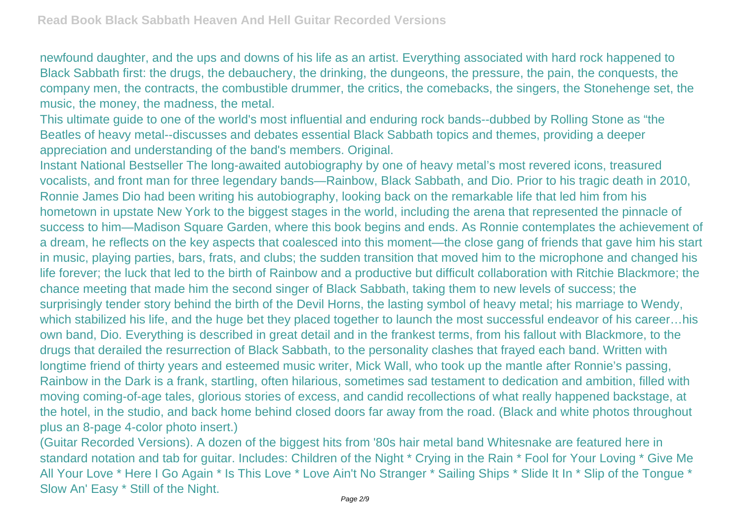newfound daughter, and the ups and downs of his life as an artist. Everything associated with hard rock happened to Black Sabbath first: the drugs, the debauchery, the drinking, the dungeons, the pressure, the pain, the conquests, the company men, the contracts, the combustible drummer, the critics, the comebacks, the singers, the Stonehenge set, the music, the money, the madness, the metal.

This ultimate guide to one of the world's most influential and enduring rock bands--dubbed by Rolling Stone as “the Beatles of heavy metal--discusses and debates essential Black Sabbath topics and themes, providing a deeper appreciation and understanding of the band's members. Original.

Instant National Bestseller The long-awaited autobiography by one of heavy metal’s most revered icons, treasured vocalists, and front man for three legendary bands—Rainbow, Black Sabbath, and Dio. Prior to his tragic death in 2010, Ronnie James Dio had been writing his autobiography, looking back on the remarkable life that led him from his hometown in upstate New York to the biggest stages in the world, including the arena that represented the pinnacle of success to him—Madison Square Garden, where this book begins and ends. As Ronnie contemplates the achievement of a dream, he reflects on the key aspects that coalesced into this moment—the close gang of friends that gave him his start in music, playing parties, bars, frats, and clubs; the sudden transition that moved him to the microphone and changed his life forever; the luck that led to the birth of Rainbow and a productive but difficult collaboration with Ritchie Blackmore; the chance meeting that made him the second singer of Black Sabbath, taking them to new levels of success; the surprisingly tender story behind the birth of the Devil Horns, the lasting symbol of heavy metal; his marriage to Wendy, which stabilized his life, and the huge bet they placed together to launch the most successful endeavor of his career…his own band, Dio. Everything is described in great detail and in the frankest terms, from his fallout with Blackmore, to the drugs that derailed the resurrection of Black Sabbath, to the personality clashes that frayed each band. Written with longtime friend of thirty years and esteemed music writer, Mick Wall, who took up the mantle after Ronnie’s passing, Rainbow in the Dark is a frank, startling, often hilarious, sometimes sad testament to dedication and ambition, filled with moving coming-of-age tales, glorious stories of excess, and candid recollections of what really happened backstage, at the hotel, in the studio, and back home behind closed doors far away from the road. (Black and white photos throughout plus an 8-page 4-color photo insert.)

(Guitar Recorded Versions). A dozen of the biggest hits from '80s hair metal band Whitesnake are featured here in standard notation and tab for guitar. Includes: Children of the Night * Crying in the Rain * Fool for Your Loving * Give Me All Your Love * Here I Go Again * Is This Love * Love Ain't No Stranger * Sailing Ships * Slide It In * Slip of the Tongue * Slow An' Easy * Still of the Night.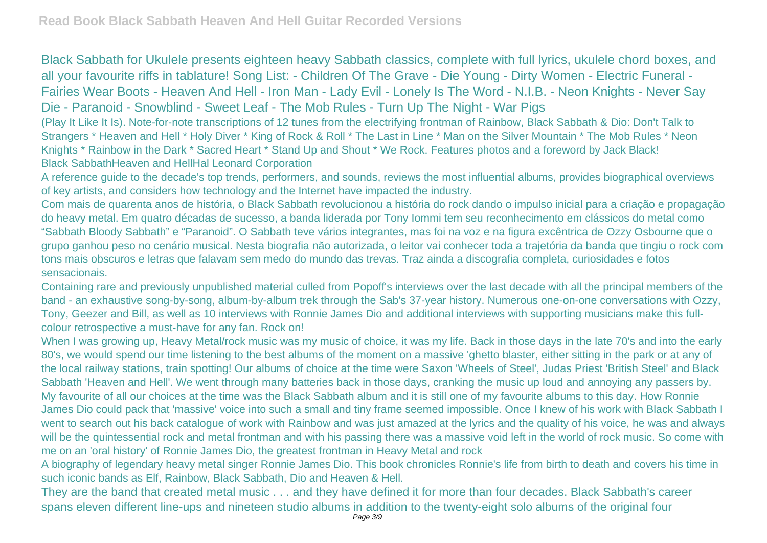Black Sabbath for Ukulele presents eighteen heavy Sabbath classics, complete with full lyrics, ukulele chord boxes, and all your favourite riffs in tablature! Song List: - Children Of The Grave - Die Young - Dirty Women - Electric Funeral - Fairies Wear Boots - Heaven And Hell - Iron Man - Lady Evil - Lonely Is The Word - N.I.B. - Neon Knights - Never Say Die - Paranoid - Snowblind - Sweet Leaf - The Mob Rules - Turn Up The Night - War Pigs

(Play It Like It Is). Note-for-note transcriptions of 12 tunes from the electrifying frontman of Rainbow, Black Sabbath & Dio: Don't Talk to Strangers * Heaven and Hell * Holy Diver * King of Rock & Roll * The Last in Line * Man on the Silver Mountain * The Mob Rules * Neon Knights * Rainbow in the Dark * Sacred Heart * Stand Up and Shout * We Rock. Features photos and a foreword by Jack Black!

Black SabbathHeaven and HellHal Leonard Corporation

A reference guide to the decade's top trends, performers, and sounds, reviews the most influential albums, provides biographical overviews of key artists, and considers how technology and the Internet have impacted the industry.

Com mais de quarenta anos de história, o Black Sabbath revolucionou a história do rock dando o impulso inicial para a criação e propagação do heavy metal. Em quatro décadas de sucesso, a banda liderada por Tony Iommi tem seu reconhecimento em clássicos do metal como "Sabbath Bloody Sabbath" e "Paranoid". O Sabbath teve vários integrantes, mas foi na voz e na figura excêntrica de Ozzy Osbourne que o grupo ganhou peso no cenário musical. Nesta biografia não autorizada, o leitor vai conhecer toda a trajetória da banda que tingiu o rock com tons mais obscuros e letras que falavam sem medo do mundo das trevas. Traz ainda a discografia completa, curiosidades e fotos sensacionais.

Containing rare and previously unpublished material culled from Popoff's interviews over the last decade with all the principal members of the band - an exhaustive song-by-song, album-by-album trek through the Sab's 37-year history. Numerous one-on-one conversations with Ozzy, Tony, Geezer and Bill, as well as 10 interviews with Ronnie James Dio and additional interviews with supporting musicians make this full-colour retrospective a must-have for any fan. Rock on!

When I was growing up, Heavy Metal/rock music was my music of choice, it was my life. Back in those days in the late 70's and into the early 80's, we would spend our time listening to the best albums of the moment on a massive 'ghetto blaster, either sitting in the park or at any of the local railway stations, train spotting! Our albums of choice at the time were Saxon 'Wheels of Steel', Judas Priest 'British Steel' and Black Sabbath 'Heaven and Hell'. We went through many batteries back in those days, cranking the music up loud and annoying any passers by. My favourite of all our choices at the time was the Black Sabbath album and it is still one of my favourite albums to this day. How Ronnie James Dio could pack that 'massive' voice into such a small and tiny frame seemed impossible. Once I knew of his work with Black Sabbath I went to search out his back catalogue of work with Rainbow and was just amazed at the lyrics and the quality of his voice, he was and always will be the quintessential rock and metal frontman and with his passing there was a massive void left in the world of rock music. So come with me on an 'oral history' of Ronnie James Dio, the greatest frontman in Heavy Metal and rock

A biography of legendary heavy metal singer Ronnie James Dio. This book chronicles Ronnie's life from birth to death and covers his time in such iconic bands as Elf, Rainbow, Black Sabbath, Dio and Heaven & Hell.

They are the band that created metal music . . . and they have defined it for more than four decades. Black Sabbath's career spans eleven different line-ups and nineteen studio albums in addition to the twenty-eight solo albums of the original four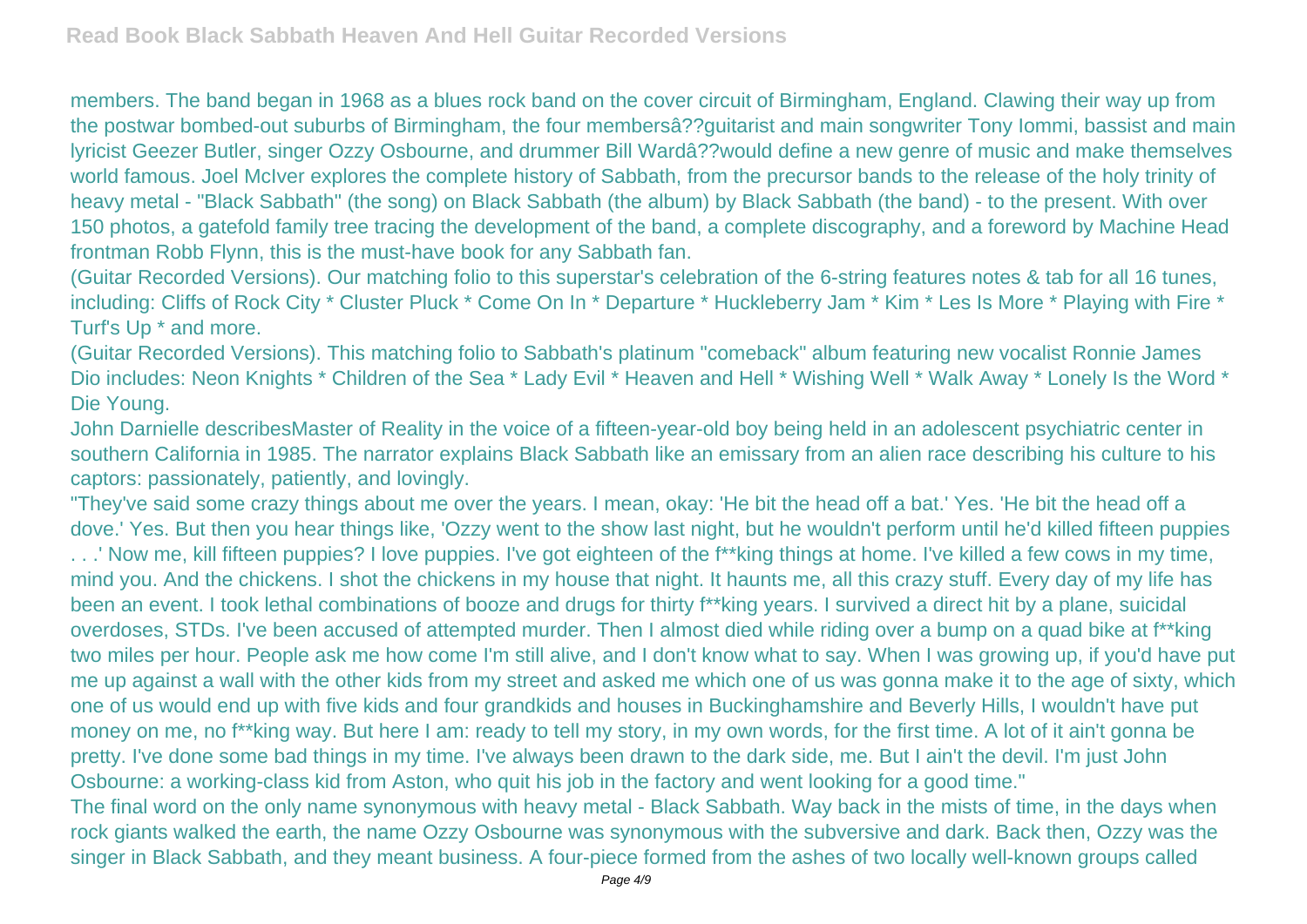members. The band began in 1968 as a blues rock band on the cover circuit of Birmingham, England. Clawing their way up from the postwar bombed-out suburbs of Birmingham, the four membersâ??guitarist and main songwriter Tony Iommi, bassist and main lyricist Geezer Butler, singer Ozzy Osbourne, and drummer Bill Wardâ??would define a new genre of music and make themselves world famous. Joel McIver explores the complete history of Sabbath, from the precursor bands to the release of the holy trinity of heavy metal - "Black Sabbath" (the song) on Black Sabbath (the album) by Black Sabbath (the band) - to the present. With over 150 photos, a gatefold family tree tracing the development of the band, a complete discography, and a foreword by Machine Head frontman Robb Flynn, this is the must-have book for any Sabbath fan.

(Guitar Recorded Versions). Our matching folio to this superstar's celebration of the 6-string features notes & tab for all 16 tunes, including: Cliffs of Rock City * Cluster Pluck * Come On In * Departure * Huckleberry Jam * Kim * Les Is More * Playing with Fire * Turf's Up * and more.

(Guitar Recorded Versions). This matching folio to Sabbath's platinum "comeback" album featuring new vocalist Ronnie James Dio includes: Neon Knights * Children of the Sea * Lady Evil * Heaven and Hell * Wishing Well * Walk Away * Lonely Is the Word * Die Young.

John Darnielle describesMaster of Reality in the voice of a fifteen-year-old boy being held in an adolescent psychiatric center in southern California in 1985. The narrator explains Black Sabbath like an emissary from an alien race describing his culture to his captors: passionately, patiently, and lovingly.

"They've said some crazy things about me over the years. I mean, okay: 'He bit the head off a bat.' Yes. 'He bit the head off a dove.' Yes. But then you hear things like, 'Ozzy went to the show last night, but he wouldn't perform until he'd killed fifteen puppies . . .' Now me, kill fifteen puppies? I love puppies. I've got eighteen of the f**king things at home. I've killed a few cows in my time, mind you. And the chickens. I shot the chickens in my house that night. It haunts me, all this crazy stuff. Every day of my life has been an event. I took lethal combinations of booze and drugs for thirty f**king years. I survived a direct hit by a plane, suicidal overdoses, STDs. I've been accused of attempted murder. Then I almost died while riding over a bump on a quad bike at f**king two miles per hour. People ask me how come I'm still alive, and I don't know what to say. When I was growing up, if you'd have put me up against a wall with the other kids from my street and asked me which one of us was gonna make it to the age of sixty, which one of us would end up with five kids and four grandkids and houses in Buckinghamshire and Beverly Hills, I wouldn't have put money on me, no f**king way. But here I am: ready to tell my story, in my own words, for the first time. A lot of it ain't gonna be pretty. I've done some bad things in my time. I've always been drawn to the dark side, me. But I ain't the devil. I'm just John Osbourne: a working-class kid from Aston, who quit his job in the factory and went looking for a good time."

The final word on the only name synonymous with heavy metal - Black Sabbath. Way back in the mists of time, in the days when rock giants walked the earth, the name Ozzy Osbourne was synonymous with the subversive and dark. Back then, Ozzy was the singer in Black Sabbath, and they meant business. A four-piece formed from the ashes of two locally well-known groups called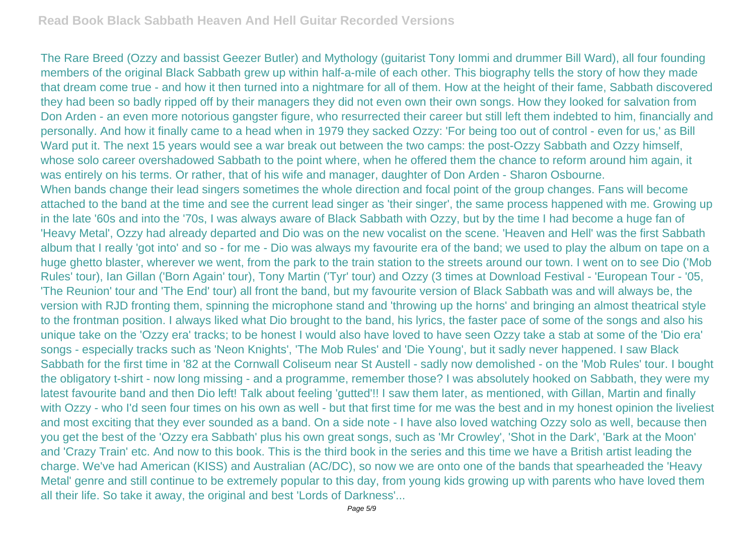The Rare Breed (Ozzy and bassist Geezer Butler) and Mythology (guitarist Tony Iommi and drummer Bill Ward), all four founding members of the original Black Sabbath grew up within half-a-mile of each other. This biography tells the story of how they made that dream come true - and how it then turned into a nightmare for all of them. How at the height of their fame, Sabbath discovered they had been so badly ripped off by their managers they did not even own their own songs. How they looked for salvation from Don Arden - an even more notorious gangster figure, who resurrected their career but still left them indebted to him, financially and personally. And how it finally came to a head when in 1979 they sacked Ozzy: 'For being too out of control - even for us,' as Bill Ward put it. The next 15 years would see a war break out between the two camps: the post-Ozzy Sabbath and Ozzy himself, whose solo career overshadowed Sabbath to the point where, when he offered them the chance to reform around him again, it was entirely on his terms. Or rather, that of his wife and manager, daughter of Don Arden - Sharon Osbourne.

When bands change their lead singers sometimes the whole direction and focal point of the group changes. Fans will become attached to the band at the time and see the current lead singer as 'their singer', the same process happened with me. Growing up in the late '60s and into the '70s, I was always aware of Black Sabbath with Ozzy, but by the time I had become a huge fan of 'Heavy Metal', Ozzy had already departed and Dio was on the new vocalist on the scene. 'Heaven and Hell' was the first Sabbath album that I really 'got into' and so - for me - Dio was always my favourite era of the band; we used to play the album on tape on a huge ghetto blaster, wherever we went, from the park to the train station to the streets around our town. I went on to see Dio ('Mob Rules' tour), Ian Gillan ('Born Again' tour), Tony Martin ('Tyr' tour) and Ozzy (3 times at Download Festival - 'European Tour - '05, 'The Reunion' tour and 'The End' tour) all front the band, but my favourite version of Black Sabbath was and will always be, the version with RJD fronting them, spinning the microphone stand and 'throwing up the horns' and bringing an almost theatrical style to the frontman position. I always liked what Dio brought to the band, his lyrics, the faster pace of some of the songs and also his unique take on the 'Ozzy era' tracks; to be honest I would also have loved to have seen Ozzy take a stab at some of the 'Dio era' songs - especially tracks such as 'Neon Knights', 'The Mob Rules' and 'Die Young', but it sadly never happened. I saw Black Sabbath for the first time in '82 at the Cornwall Coliseum near St Austell - sadly now demolished - on the 'Mob Rules' tour. I bought the obligatory t-shirt - now long missing - and a programme, remember those? I was absolutely hooked on Sabbath, they were my latest favourite band and then Dio left! Talk about feeling 'gutted'!! I saw them later, as mentioned, with Gillan, Martin and finally with Ozzy - who I'd seen four times on his own as well - but that first time for me was the best and in my honest opinion the liveliest and most exciting that they ever sounded as a band. On a side note - I have also loved watching Ozzy solo as well, because then you get the best of the 'Ozzy era Sabbath' plus his own great songs, such as 'Mr Crowley', 'Shot in the Dark', 'Bark at the Moon' and 'Crazy Train' etc. And now to this book. This is the third book in the series and this time we have a British artist leading the charge. We've had American (KISS) and Australian (AC/DC), so now we are onto one of the bands that spearheaded the 'Heavy Metal' genre and still continue to be extremely popular to this day, from young kids growing up with parents who have loved them all their life. So take it away, the original and best 'Lords of Darkness'...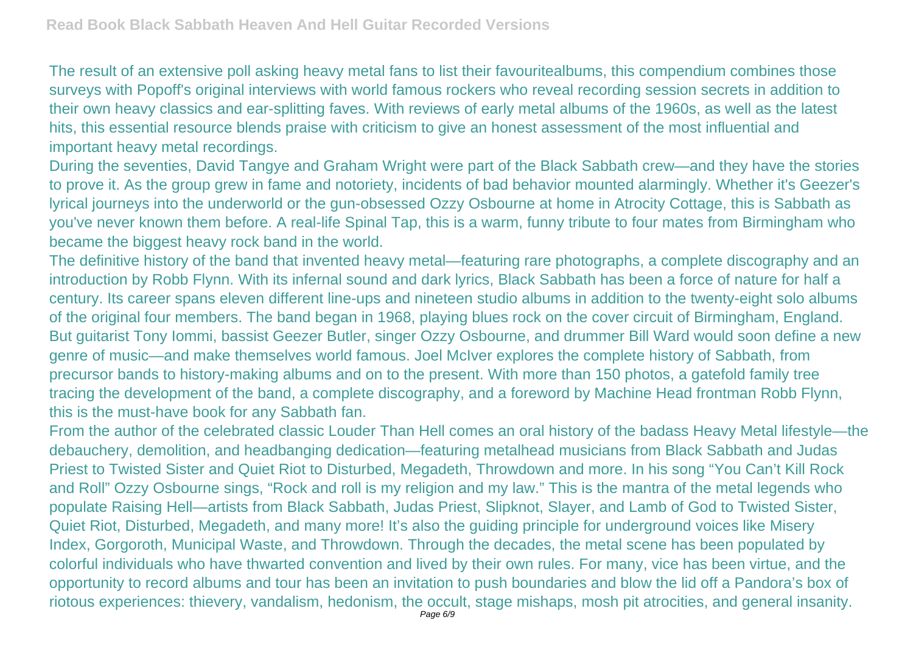The result of an extensive poll asking heavy metal fans to list their favouritealbums, this compendium combines those surveys with Popoff's original interviews with world famous rockers who reveal recording session secrets in addition to their own heavy classics and ear-splitting faves. With reviews of early metal albums of the 1960s, as well as the latest hits, this essential resource blends praise with criticism to give an honest assessment of the most influential and important heavy metal recordings.

During the seventies, David Tangye and Graham Wright were part of the Black Sabbath crew—and they have the stories to prove it. As the group grew in fame and notoriety, incidents of bad behavior mounted alarmingly. Whether it's Geezer's lyrical journeys into the underworld or the gun-obsessed Ozzy Osbourne at home in Atrocity Cottage, this is Sabbath as you've never known them before. A real-life Spinal Tap, this is a warm, funny tribute to four mates from Birmingham who became the biggest heavy rock band in the world.

The definitive history of the band that invented heavy metal—featuring rare photographs, a complete discography and an introduction by Robb Flynn. With its infernal sound and dark lyrics, Black Sabbath has been a force of nature for half a century. Its career spans eleven different line-ups and nineteen studio albums in addition to the twenty-eight solo albums of the original four members. The band began in 1968, playing blues rock on the cover circuit of Birmingham, England. But guitarist Tony Iommi, bassist Geezer Butler, singer Ozzy Osbourne, and drummer Bill Ward would soon define a new genre of music—and make themselves world famous. Joel McIver explores the complete history of Sabbath, from precursor bands to history-making albums and on to the present. With more than 150 photos, a gatefold family tree tracing the development of the band, a complete discography, and a foreword by Machine Head frontman Robb Flynn, this is the must-have book for any Sabbath fan.

From the author of the celebrated classic Louder Than Hell comes an oral history of the badass Heavy Metal lifestyle—the debauchery, demolition, and headbanging dedication—featuring metalhead musicians from Black Sabbath and Judas Priest to Twisted Sister and Quiet Riot to Disturbed, Megadeth, Throwdown and more. In his song "You Can't Kill Rock and Roll" Ozzy Osbourne sings, "Rock and roll is my religion and my law." This is the mantra of the metal legends who populate Raising Hell—artists from Black Sabbath, Judas Priest, Slipknot, Slayer, and Lamb of God to Twisted Sister, Quiet Riot, Disturbed, Megadeth, and many more! It's also the guiding principle for underground voices like Misery Index, Gorgoroth, Municipal Waste, and Throwdown. Through the decades, the metal scene has been populated by colorful individuals who have thwarted convention and lived by their own rules. For many, vice has been virtue, and the opportunity to record albums and tour has been an invitation to push boundaries and blow the lid off a Pandora's box of riotous experiences: thievery, vandalism, hedonism, the occult, stage mishaps, mosh pit atrocities, and general insanity.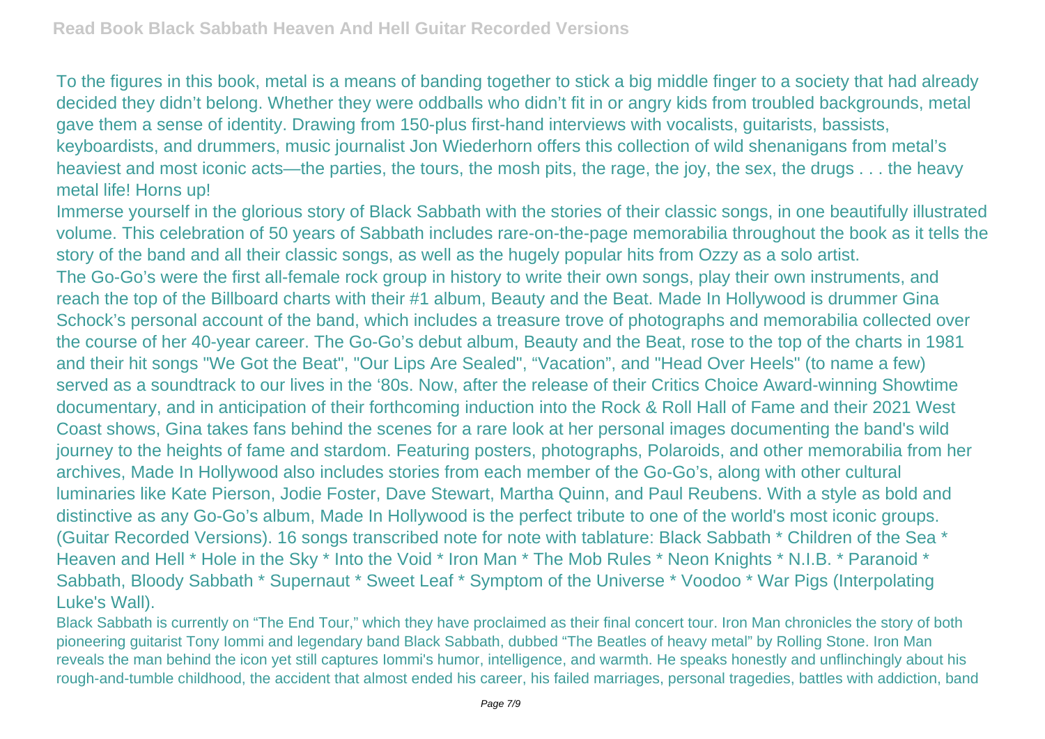To the figures in this book, metal is a means of banding together to stick a big middle finger to a society that had already decided they didn't belong. Whether they were oddballs who didn't fit in or angry kids from troubled backgrounds, metal gave them a sense of identity. Drawing from 150-plus first-hand interviews with vocalists, guitarists, bassists, keyboardists, and drummers, music journalist Jon Wiederhorn offers this collection of wild shenanigans from metal's heaviest and most iconic acts—the parties, the tours, the mosh pits, the rage, the joy, the sex, the drugs . . . the heavy metal life! Horns up!

Immerse yourself in the glorious story of Black Sabbath with the stories of their classic songs, in one beautifully illustrated volume. This celebration of 50 years of Sabbath includes rare-on-the-page memorabilia throughout the book as it tells the story of the band and all their classic songs, as well as the hugely popular hits from Ozzy as a solo artist.

The Go-Go's were the first all-female rock group in history to write their own songs, play their own instruments, and reach the top of the Billboard charts with their #1 album, Beauty and the Beat. Made In Hollywood is drummer Gina Schock's personal account of the band, which includes a treasure trove of photographs and memorabilia collected over the course of her 40-year career. The Go-Go's debut album, Beauty and the Beat, rose to the top of the charts in 1981 and their hit songs "We Got the Beat", "Our Lips Are Sealed", "Vacation", and "Head Over Heels" (to name a few) served as a soundtrack to our lives in the '80s. Now, after the release of their Critics Choice Award-winning Showtime documentary, and in anticipation of their forthcoming induction into the Rock & Roll Hall of Fame and their 2021 West Coast shows, Gina takes fans behind the scenes for a rare look at her personal images documenting the band's wild journey to the heights of fame and stardom. Featuring posters, photographs, Polaroids, and other memorabilia from her archives, Made In Hollywood also includes stories from each member of the Go-Go's, along with other cultural luminaries like Kate Pierson, Jodie Foster, Dave Stewart, Martha Quinn, and Paul Reubens. With a style as bold and distinctive as any Go-Go's album, Made In Hollywood is the perfect tribute to one of the world's most iconic groups.

(Guitar Recorded Versions). 16 songs transcribed note for note with tablature: Black Sabbath * Children of the Sea * Heaven and Hell * Hole in the Sky * Into the Void * Iron Man * The Mob Rules * Neon Knights * N.I.B. * Paranoid * Sabbath, Bloody Sabbath * Supernaut * Sweet Leaf * Symptom of the Universe * Voodoo * War Pigs (Interpolating Luke's Wall).

Black Sabbath is currently on "The End Tour," which they have proclaimed as their final concert tour. Iron Man chronicles the story of both pioneering guitarist Tony Iommi and legendary band Black Sabbath, dubbed "The Beatles of heavy metal" by Rolling Stone. Iron Man reveals the man behind the icon yet still captures Iommi's humor, intelligence, and warmth. He speaks honestly and unflinchingly about his rough-and-tumble childhood, the accident that almost ended his career, his failed marriages, personal tragedies, battles with addiction, band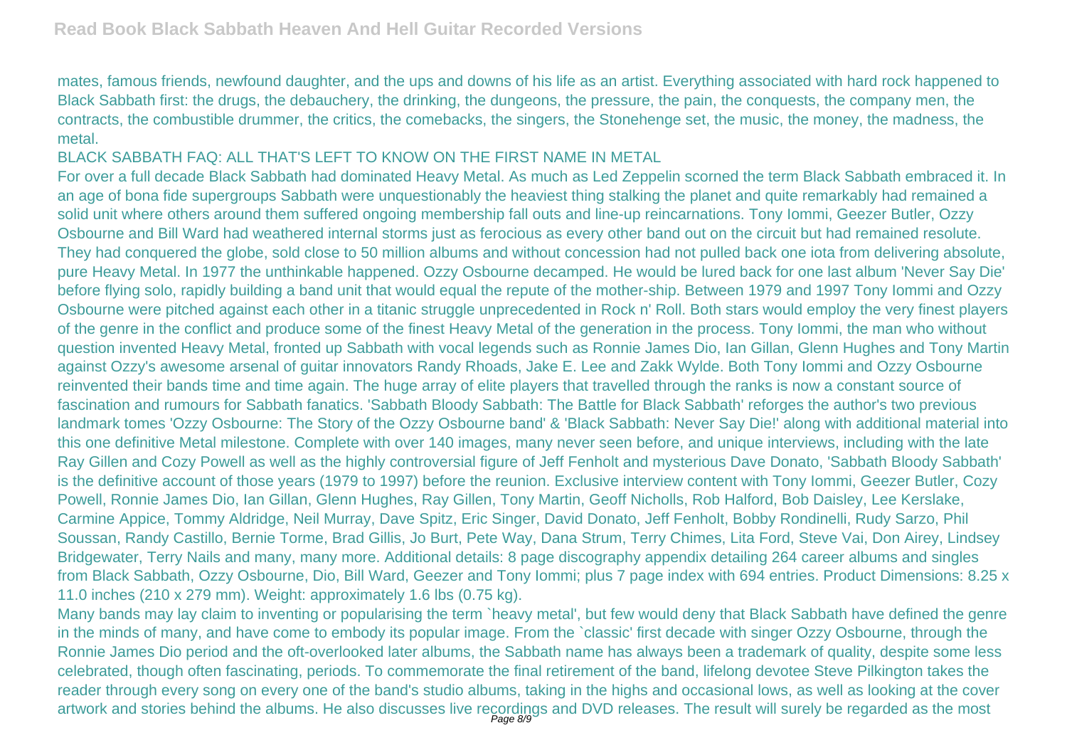mates, famous friends, newfound daughter, and the ups and downs of his life as an artist. Everything associated with hard rock happened to Black Sabbath first: the drugs, the debauchery, the drinking, the dungeons, the pressure, the pain, the conquests, the company men, the contracts, the combustible drummer, the critics, the comebacks, the singers, the Stonehenge set, the music, the money, the madness, the metal.

## BLACK SABBATH FAQ: ALL THAT'S LEFT TO KNOW ON THE FIRST NAME IN METAL

For over a full decade Black Sabbath had dominated Heavy Metal. As much as Led Zeppelin scorned the term Black Sabbath embraced it. In an age of bona fide supergroups Sabbath were unquestionably the heaviest thing stalking the planet and quite remarkably had remained a solid unit where others around them suffered ongoing membership fall outs and line-up reincarnations. Tony Iommi, Geezer Butler, Ozzy Osbourne and Bill Ward had weathered internal storms just as ferocious as every other band out on the circuit but had remained resolute. They had conquered the globe, sold close to 50 million albums and without concession had not pulled back one iota from delivering absolute, pure Heavy Metal. In 1977 the unthinkable happened. Ozzy Osbourne decamped. He would be lured back for one last album 'Never Say Die' before flying solo, rapidly building a band unit that would equal the repute of the mother-ship. Between 1979 and 1997 Tony Iommi and Ozzy Osbourne were pitched against each other in a titanic struggle unprecedented in Rock n' Roll. Both stars would employ the very finest players of the genre in the conflict and produce some of the finest Heavy Metal of the generation in the process. Tony Iommi, the man who without question invented Heavy Metal, fronted up Sabbath with vocal legends such as Ronnie James Dio, Ian Gillan, Glenn Hughes and Tony Martin against Ozzy's awesome arsenal of guitar innovators Randy Rhoads, Jake E. Lee and Zakk Wylde. Both Tony Iommi and Ozzy Osbourne reinvented their bands time and time again. The huge array of elite players that travelled through the ranks is now a constant source of fascination and rumours for Sabbath fanatics. 'Sabbath Bloody Sabbath: The Battle for Black Sabbath' reforges the author's two previous landmark tomes 'Ozzy Osbourne: The Story of the Ozzy Osbourne band' & 'Black Sabbath: Never Say Die!' along with additional material into this one definitive Metal milestone. Complete with over 140 images, many never seen before, and unique interviews, including with the late Ray Gillen and Cozy Powell as well as the highly controversial figure of Jeff Fenholt and mysterious Dave Donato, 'Sabbath Bloody Sabbath' is the definitive account of those years (1979 to 1997) before the reunion. Exclusive interview content with Tony Iommi, Geezer Butler, Cozy Powell, Ronnie James Dio, Ian Gillan, Glenn Hughes, Ray Gillen, Tony Martin, Geoff Nicholls, Rob Halford, Bob Daisley, Lee Kerslake, Carmine Appice, Tommy Aldridge, Neil Murray, Dave Spitz, Eric Singer, David Donato, Jeff Fenholt, Bobby Rondinelli, Rudy Sarzo, Phil Soussan, Randy Castillo, Bernie Torme, Brad Gillis, Jo Burt, Pete Way, Dana Strum, Terry Chimes, Lita Ford, Steve Vai, Don Airey, Lindsey Bridgewater, Terry Nails and many, many more. Additional details: 8 page discography appendix detailing 264 career albums and singles from Black Sabbath, Ozzy Osbourne, Dio, Bill Ward, Geezer and Tony Iommi; plus 7 page index with 694 entries. Product Dimensions: 8.25 x 11.0 inches (210 x 279 mm). Weight: approximately 1.6 lbs (0.75 kg).

Many bands may lay claim to inventing or popularising the term `heavy metal', but few would deny that Black Sabbath have defined the genre in the minds of many, and have come to embody its popular image. From the `classic' first decade with singer Ozzy Osbourne, through the Ronnie James Dio period and the oft-overlooked later albums, the Sabbath name has always been a trademark of quality, despite some less celebrated, though often fascinating, periods. To commemorate the final retirement of the band, lifelong devotee Steve Pilkington takes the reader through every song on every one of the band's studio albums, taking in the highs and occasional lows, as well as looking at the cover artwork and stories behind the albums. He also discusses live recordings and DVD releases. The result will surely be regarded as the most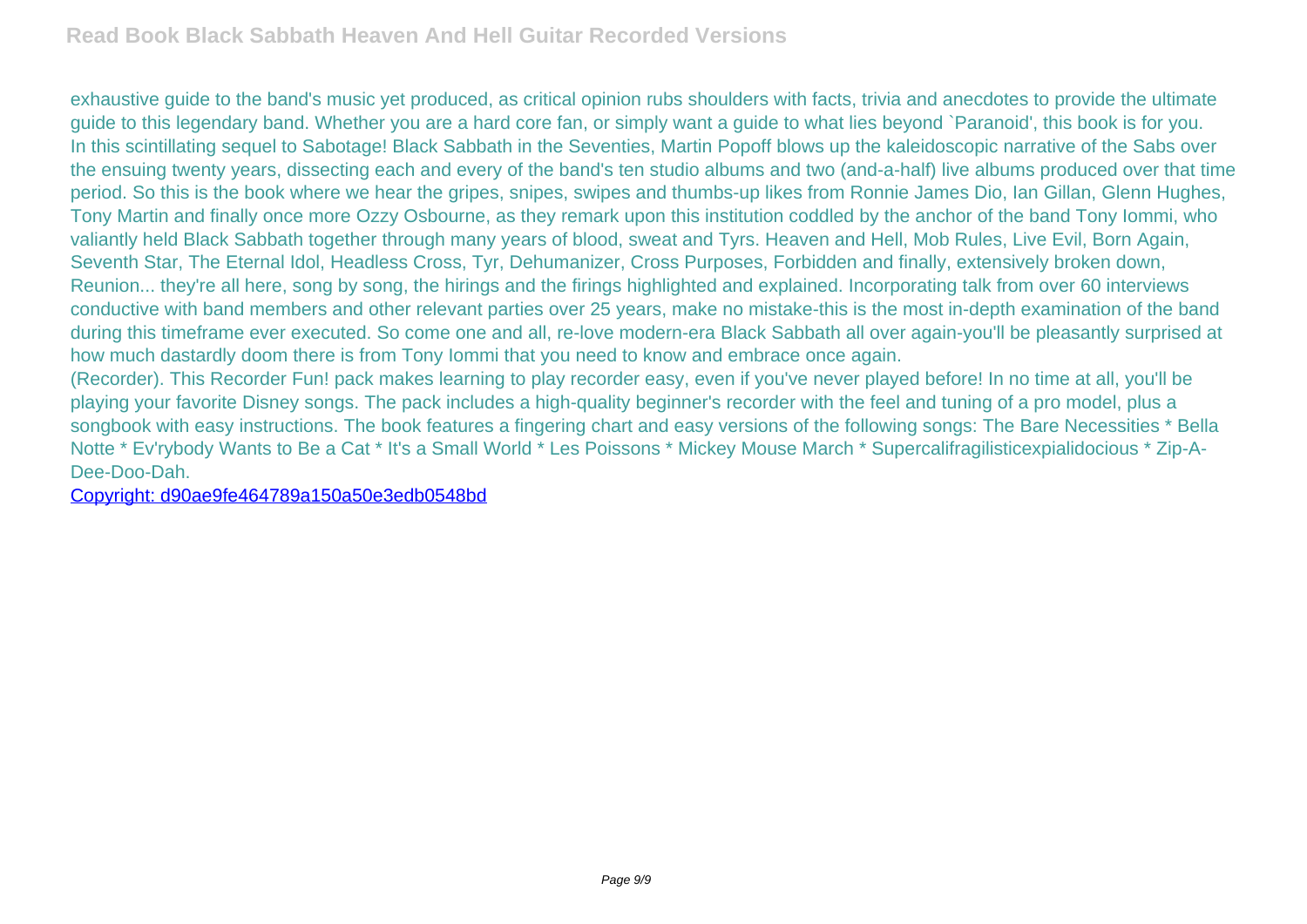exhaustive guide to the band's music yet produced, as critical opinion rubs shoulders with facts, trivia and anecdotes to provide the ultimate guide to this legendary band. Whether you are a hard core fan, or simply want a guide to what lies beyond `Paranoid', this book is for you.
In this scintillating sequel to Sabotage! Black Sabbath in the Seventies, Martin Popoff blows up the kaleidoscopic narrative of the Sabs over the ensuing twenty years, dissecting each and every of the band's ten studio albums and two (and-a-half) live albums produced over that time period. So this is the book where we hear the gripes, snipes, swipes and thumbs-up likes from Ronnie James Dio, Ian Gillan, Glenn Hughes, Tony Martin and finally once more Ozzy Osbourne, as they remark upon this institution coddled by the anchor of the band Tony Iommi, who valiantly held Black Sabbath together through many years of blood, sweat and Tyrs. Heaven and Hell, Mob Rules, Live Evil, Born Again, Seventh Star, The Eternal Idol, Headless Cross, Tyr, Dehumanizer, Cross Purposes, Forbidden and finally, extensively broken down, Reunion... they're all here, song by song, the hirings and the firings highlighted and explained. Incorporating talk from over 60 interviews conductive with band members and other relevant parties over 25 years, make no mistake-this is the most in-depth examination of the band during this timeframe ever executed. So come one and all, re-love modern-era Black Sabbath all over again-you'll be pleasantly surprised at how much dastardly doom there is from Tony Iommi that you need to know and embrace once again.
(Recorder). This Recorder Fun! pack makes learning to play recorder easy, even if you've never played before! In no time at all, you'll be playing your favorite Disney songs. The pack includes a high-quality beginner's recorder with the feel and tuning of a pro model, plus a songbook with easy instructions. The book features a fingering chart and easy versions of the following songs: The Bare Necessities * Bella Notte * Ev'rybody Wants to Be a Cat * It's a Small World * Les Poissons * Mickey Mouse March * Supercalifragilisticexpialidocious * Zip-A-Dee-Doo-Dah.

Copyright: d90ae9fe464789a150a50e3edb0548bd